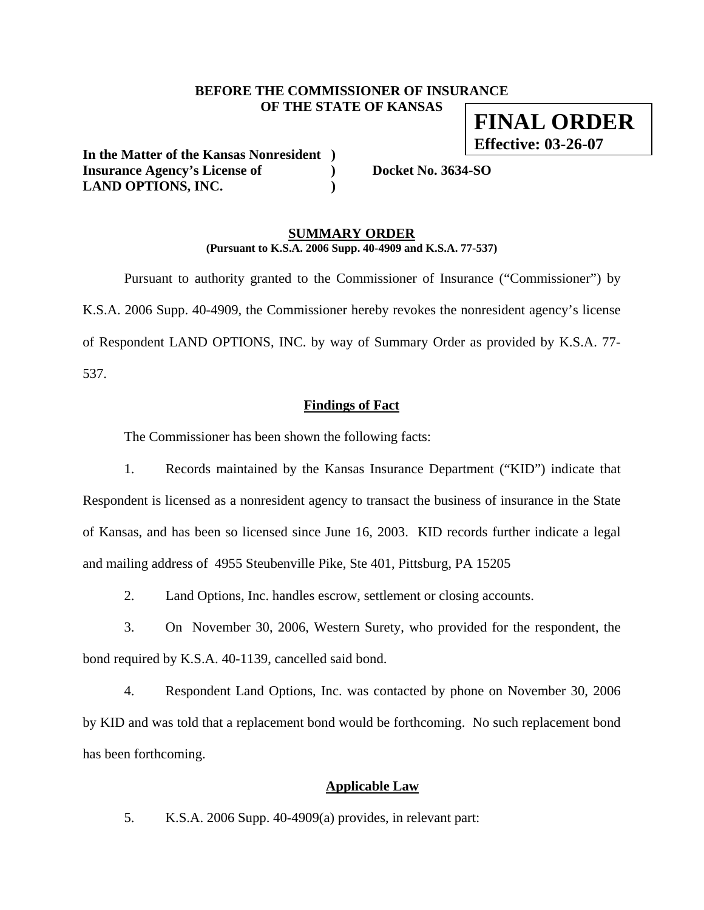**BEFORE THE COMMISSIONER OF INSURANCE**
**OF THE STATE OF KANSAS**

**FINAL ORDER**
**Effective: 03-26-07**

**In the Matter of the Kansas Nonresident )**
**Insurance Agency's License of ) Docket No. 3634-SO**
**LAND OPTIONS, INC. )**

## SUMMARY ORDER

**(Pursuant to K.S.A. 2006 Supp. 40-4909 and K.S.A. 77-537)**

Pursuant to authority granted to the Commissioner of Insurance ("Commissioner") by K.S.A. 2006 Supp. 40-4909, the Commissioner hereby revokes the nonresident agency's license of Respondent LAND OPTIONS, INC. by way of Summary Order as provided by K.S.A. 77-537.

### Findings of Fact

The Commissioner has been shown the following facts:

1. Records maintained by the Kansas Insurance Department ("KID") indicate that Respondent is licensed as a nonresident agency to transact the business of insurance in the State of Kansas, and has been so licensed since June 16, 2003. KID records further indicate a legal and mailing address of 4955 Steubenville Pike, Ste 401, Pittsburg, PA 15205

2. Land Options, Inc. handles escrow, settlement or closing accounts.

3. On November 30, 2006, Western Surety, who provided for the respondent, the bond required by K.S.A. 40-1139, cancelled said bond.

4. Respondent Land Options, Inc. was contacted by phone on November 30, 2006 by KID and was told that a replacement bond would be forthcoming. No such replacement bond has been forthcoming.

### Applicable Law

5. K.S.A. 2006 Supp. 40-4909(a) provides, in relevant part: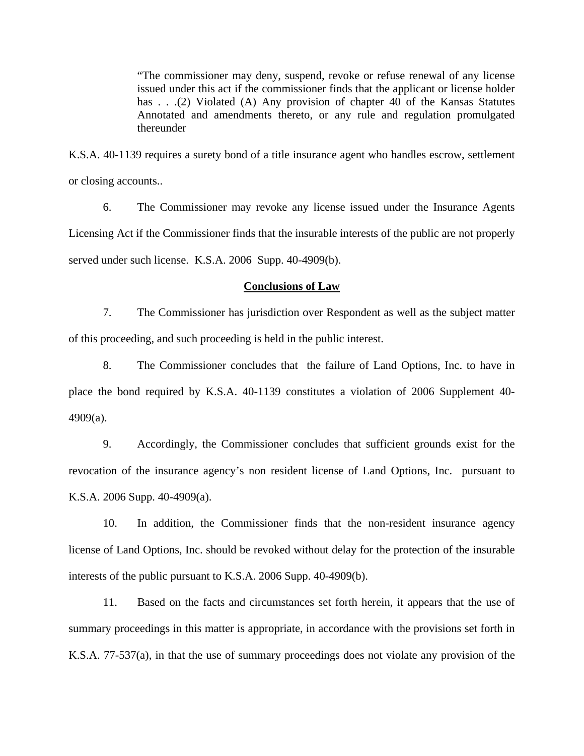> "The commissioner may deny, suspend, revoke or refuse renewal of any license issued under this act if the commissioner finds that the applicant or license holder has . . .(2) Violated (A) Any provision of chapter 40 of the Kansas Statutes Annotated and amendments thereto, or any rule and regulation promulgated thereunder

K.S.A. 40-1139 requires a surety bond of a title insurance agent who handles escrow, settlement or closing accounts..

6. The Commissioner may revoke any license issued under the Insurance Agents Licensing Act if the Commissioner finds that the insurable interests of the public are not properly served under such license. K.S.A. 2006 Supp. 40-4909(b).

## Conclusions of Law

7. The Commissioner has jurisdiction over Respondent as well as the subject matter of this proceeding, and such proceeding is held in the public interest.

8. The Commissioner concludes that the failure of Land Options, Inc. to have in place the bond required by K.S.A. 40-1139 constitutes a violation of 2006 Supplement 40-4909(a).

9. Accordingly, the Commissioner concludes that sufficient grounds exist for the revocation of the insurance agency's non resident license of Land Options, Inc. pursuant to K.S.A. 2006 Supp. 40-4909(a).

10. In addition, the Commissioner finds that the non-resident insurance agency license of Land Options, Inc. should be revoked without delay for the protection of the insurable interests of the public pursuant to K.S.A. 2006 Supp. 40-4909(b).

11. Based on the facts and circumstances set forth herein, it appears that the use of summary proceedings in this matter is appropriate, in accordance with the provisions set forth in K.S.A. 77-537(a), in that the use of summary proceedings does not violate any provision of the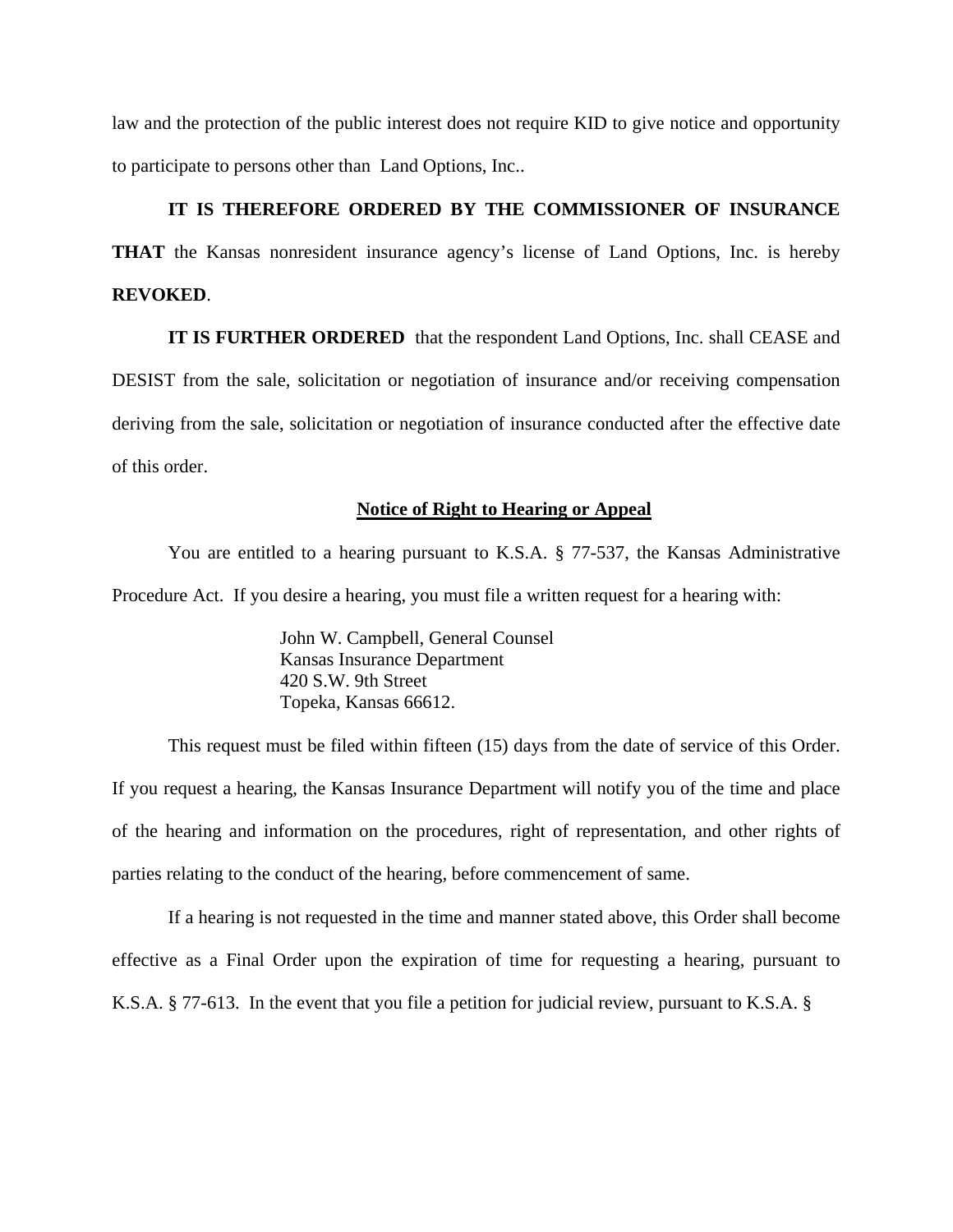law and the protection of the public interest does not require KID to give notice and opportunity to participate to persons other than Land Options, Inc..

**IT IS THEREFORE ORDERED BY THE COMMISSIONER OF INSURANCE THAT** the Kansas nonresident insurance agency's license of Land Options, Inc. is hereby **REVOKED**.

**IT IS FURTHER ORDERED** that the respondent Land Options, Inc. shall CEASE and DESIST from the sale, solicitation or negotiation of insurance and/or receiving compensation deriving from the sale, solicitation or negotiation of insurance conducted after the effective date of this order.

## Notice of Right to Hearing or Appeal

You are entitled to a hearing pursuant to K.S.A. § 77-537, the Kansas Administrative Procedure Act. If you desire a hearing, you must file a written request for a hearing with:

> John W. Campbell, General Counsel
> Kansas Insurance Department
> 420 S.W. 9th Street
> Topeka, Kansas 66612.

This request must be filed within fifteen (15) days from the date of service of this Order. If you request a hearing, the Kansas Insurance Department will notify you of the time and place of the hearing and information on the procedures, right of representation, and other rights of parties relating to the conduct of the hearing, before commencement of same.

If a hearing is not requested in the time and manner stated above, this Order shall become effective as a Final Order upon the expiration of time for requesting a hearing, pursuant to K.S.A. § 77-613. In the event that you file a petition for judicial review, pursuant to K.S.A. §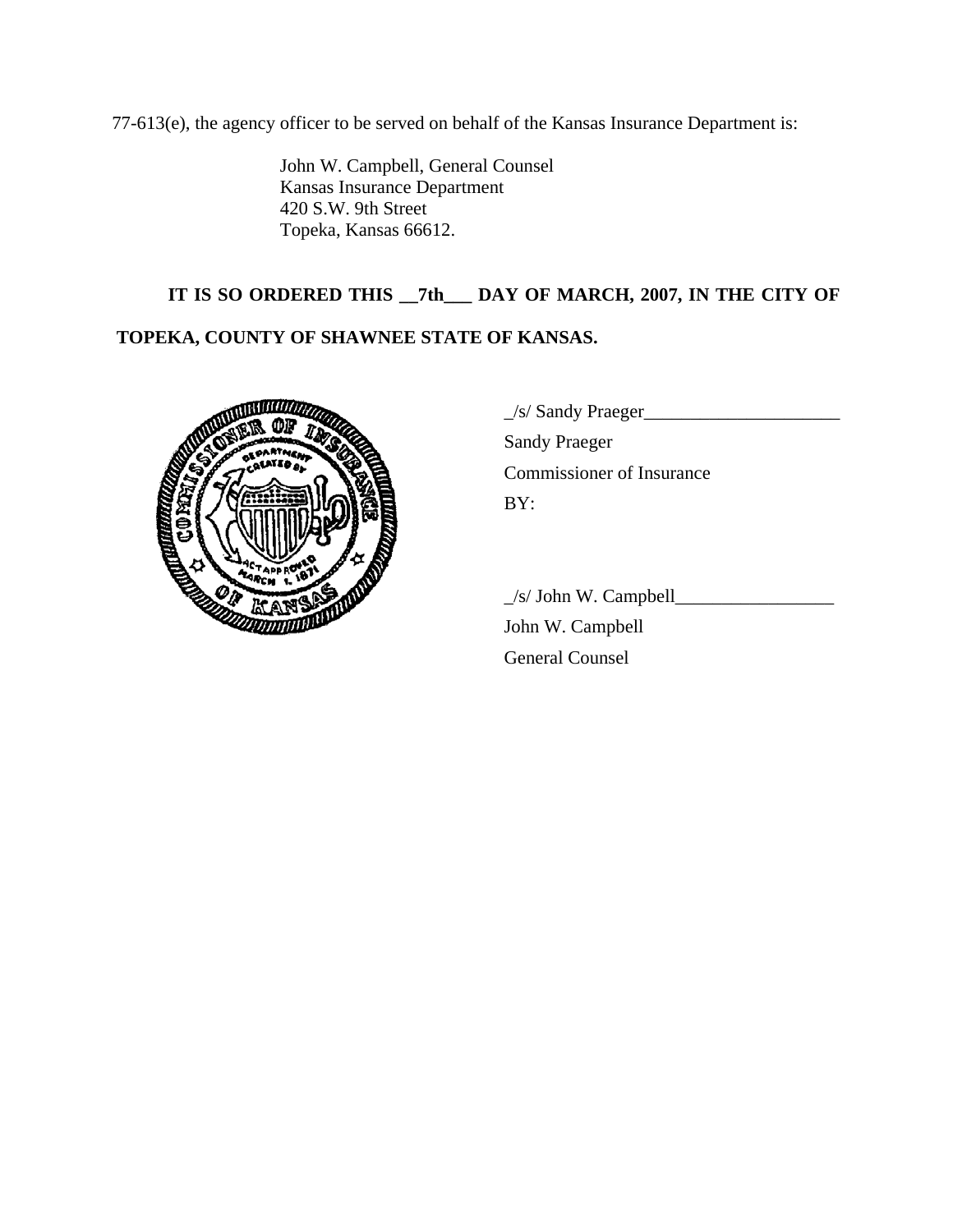77-613(e), the agency officer to be served on behalf of the Kansas Insurance Department is:

John W. Campbell, General Counsel
Kansas Insurance Department
420 S.W. 9th Street
Topeka, Kansas 66612.

**IT IS SO ORDERED THIS __7th___ DAY OF MARCH, 2007, IN THE CITY OF TOPEKA, COUNTY OF SHAWNEE STATE OF KANSAS.**

_/s/ Sandy Praeger_____________________
Sandy Praeger
Commissioner of Insurance
BY:

_/s/ John W. Campbell_________________
John W. Campbell
General Counsel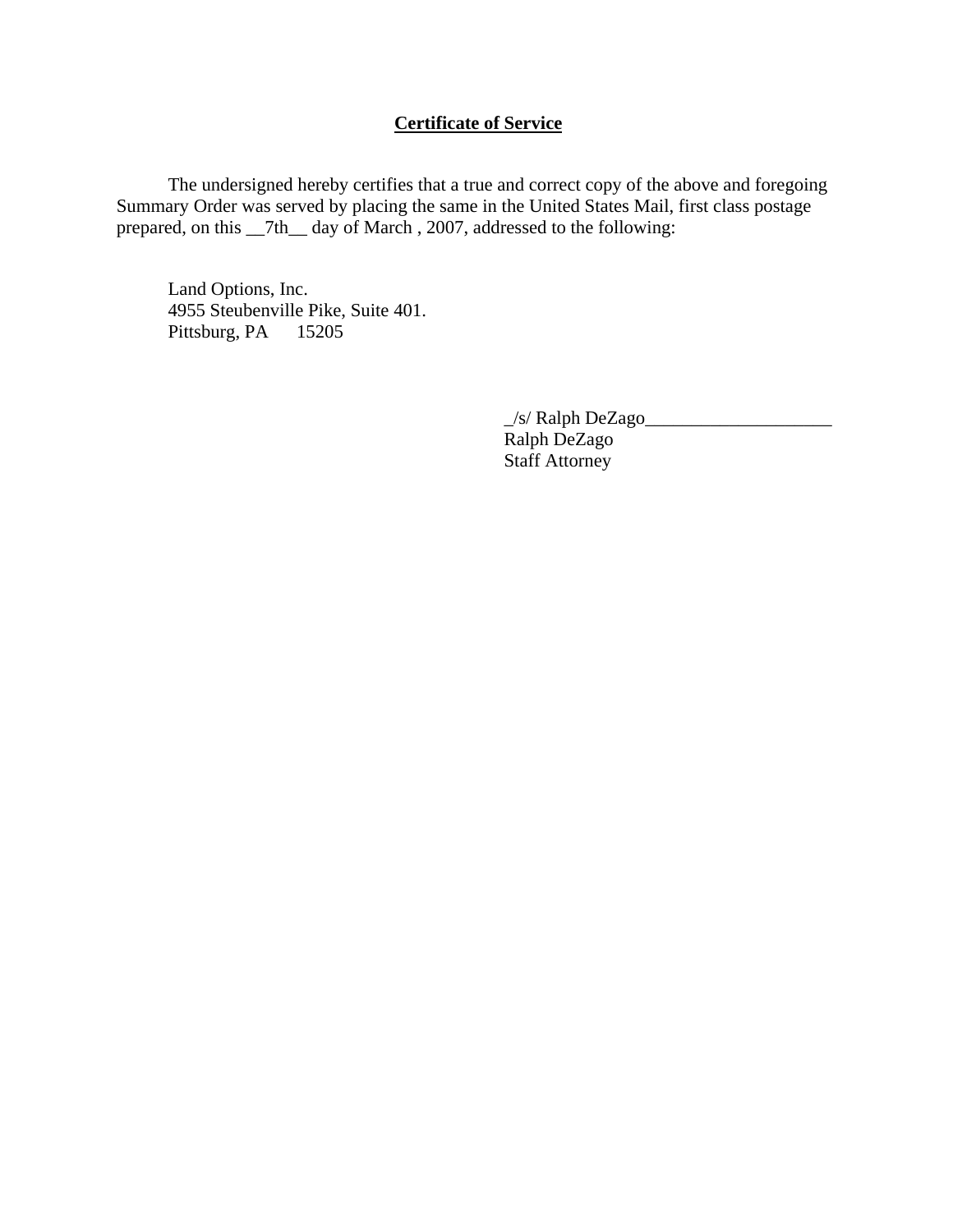**Certificate of Service**

The undersigned hereby certifies that a true and correct copy of the above and foregoing Summary Order was served by placing the same in the United States Mail, first class postage prepared, on this __7th__ day of March , 2007, addressed to the following:

Land Options, Inc.
4955 Steubenville Pike, Suite 401.
Pittsburg, PA 15205

_/s/ Ralph DeZago____________________
Ralph DeZago
Staff Attorney